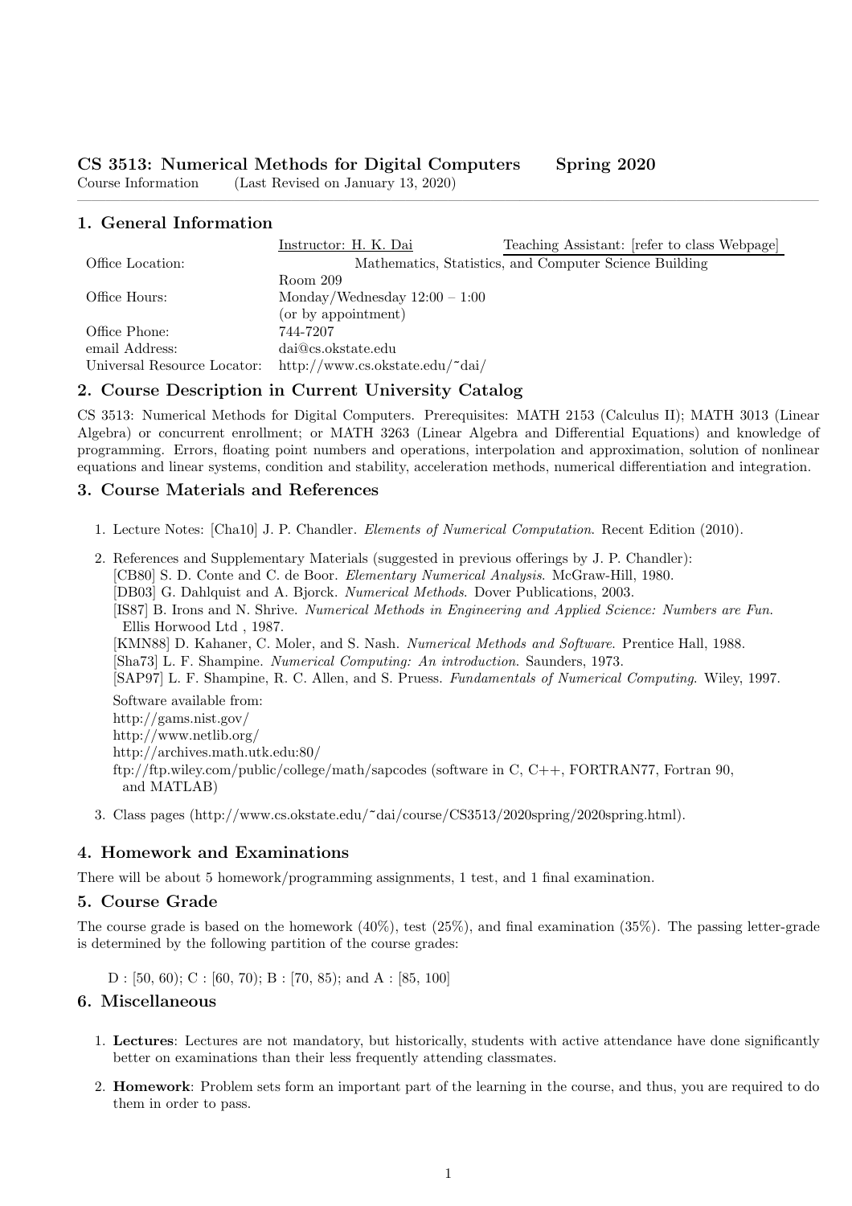**CS 3513: Numerical Methods for Digital Computers        Spring 2020**

Course Information        (Last Revised on January 13, 2020)

## 1. General Information

| | Instructor: H. K. Dai | Teaching Assistant: [refer to class Webpage] |
|---|---|---|
| Office Location: | Mathematics, Statistics, and Computer Science Building Room 209 | |
| Office Hours: | Monday/Wednesday 12:00 – 1:00 (or by appointment) | |
| Office Phone: | 744-7207 | |
| email Address: | dai@cs.okstate.edu | |
| Universal Resource Locator: | http://www.cs.okstate.edu/~dai/ | |

## 2. Course Description in Current University Catalog

CS 3513: Numerical Methods for Digital Computers. Prerequisites: MATH 2153 (Calculus II); MATH 3013 (Linear Algebra) or concurrent enrollment; or MATH 3263 (Linear Algebra and Differential Equations) and knowledge of programming. Errors, floating point numbers and operations, interpolation and approximation, solution of nonlinear equations and linear systems, condition and stability, acceleration methods, numerical differentiation and integration.

## 3. Course Materials and References

1. Lecture Notes: [Cha10] J. P. Chandler. *Elements of Numerical Computation*. Recent Edition (2010).
2. References and Supplementary Materials (suggested in previous offerings by J. P. Chandler):
   [CB80] S. D. Conte and C. de Boor. *Elementary Numerical Analysis*. McGraw-Hill, 1980.
   [DB03] G. Dahlquist and A. Bjorck. *Numerical Methods*. Dover Publications, 2003.
   [IS87] B. Irons and N. Shrive. *Numerical Methods in Engineering and Applied Science: Numbers are Fun*. Ellis Horwood Ltd , 1987.
   [KMN88] D. Kahaner, C. Moler, and S. Nash. *Numerical Methods and Software*. Prentice Hall, 1988.
   [Sha73] L. F. Shampine. *Numerical Computing: An introduction*. Saunders, 1973.
   [SAP97] L. F. Shampine, R. C. Allen, and S. Pruess. *Fundamentals of Numerical Computing*. Wiley, 1997.

   Software available from:
   http://gams.nist.gov/
   http://www.netlib.org/
   http://archives.math.utk.edu:80/
   ftp://ftp.wiley.com/public/college/math/sapcodes (software in C, C++, FORTRAN77, Fortran 90, and MATLAB)
3. Class pages (http://www.cs.okstate.edu/~dai/course/CS3513/2020spring/2020spring.html).

## 4. Homework and Examinations

There will be about 5 homework/programming assignments, 1 test, and 1 final examination.

## 5. Course Grade

The course grade is based on the homework (40%), test (25%), and final examination (35%). The passing letter-grade is determined by the following partition of the course grades:

D : [50, 60); C : [60, 70); B : [70, 85); and A : [85, 100]

## 6. Miscellaneous

1. **Lectures**: Lectures are not mandatory, but historically, students with active attendance have done significantly better on examinations than their less frequently attending classmates.
2. **Homework**: Problem sets form an important part of the learning in the course, and thus, you are required to do them in order to pass.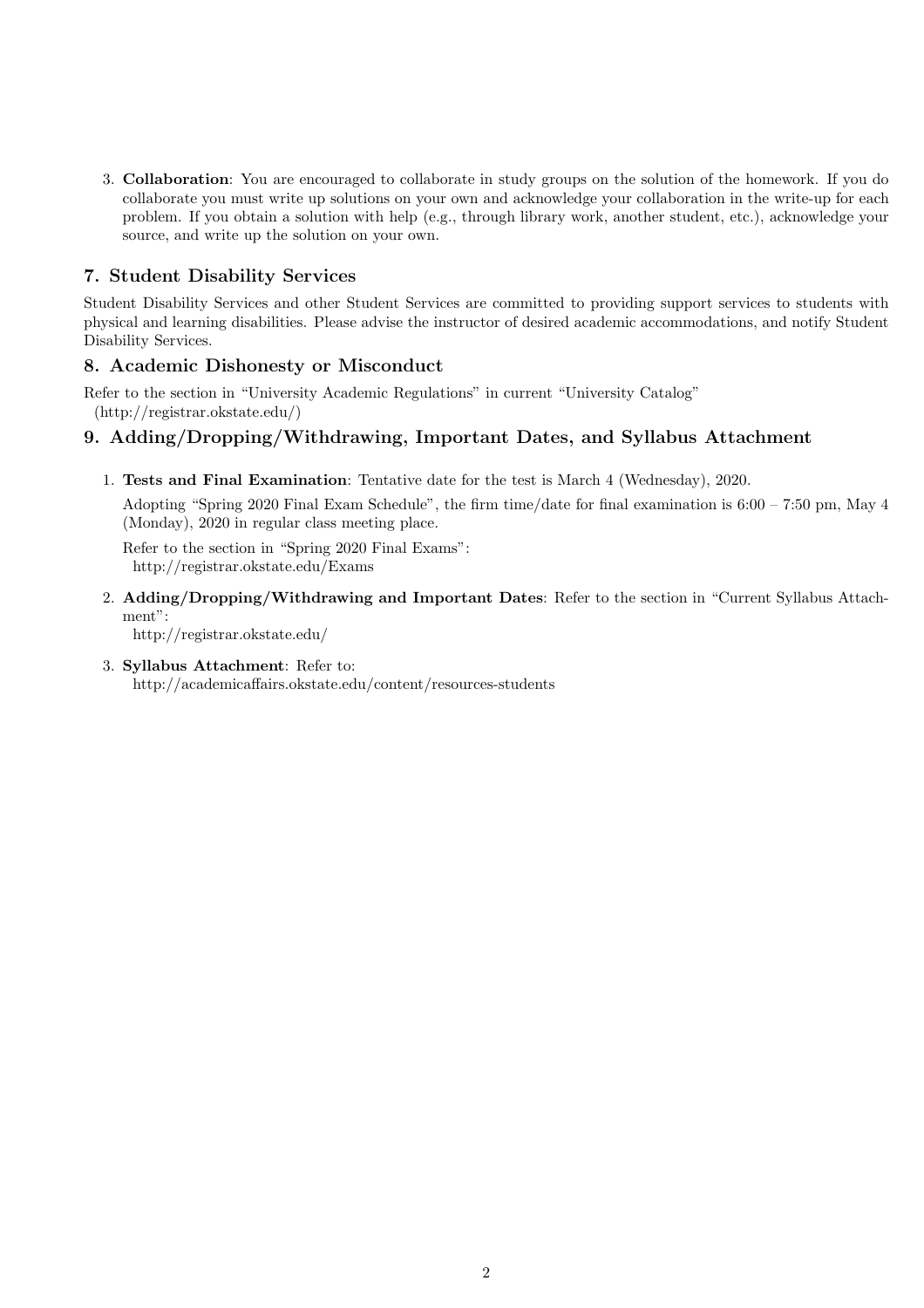3. **Collaboration**: You are encouraged to collaborate in study groups on the solution of the homework. If you do collaborate you must write up solutions on your own and acknowledge your collaboration in the write-up for each problem. If you obtain a solution with help (e.g., through library work, another student, etc.), acknowledge your source, and write up the solution on your own.

## 7. Student Disability Services

Student Disability Services and other Student Services are committed to providing support services to students with physical and learning disabilities. Please advise the instructor of desired academic accommodations, and notify Student Disability Services.

## 8. Academic Dishonesty or Misconduct

Refer to the section in "University Academic Regulations" in current "University Catalog"
(http://registrar.okstate.edu/)

## 9. Adding/Dropping/Withdrawing, Important Dates, and Syllabus Attachment

1. **Tests and Final Examination**: Tentative date for the test is March 4 (Wednesday), 2020.

   Adopting "Spring 2020 Final Exam Schedule", the firm time/date for final examination is 6:00 – 7:50 pm, May 4 (Monday), 2020 in regular class meeting place.

   Refer to the section in "Spring 2020 Final Exams":
   http://registrar.okstate.edu/Exams

2. **Adding/Dropping/Withdrawing and Important Dates**: Refer to the section in "Current Syllabus Attachment":
   http://registrar.okstate.edu/

3. **Syllabus Attachment**: Refer to:
   http://academicaffairs.okstate.edu/content/resources-students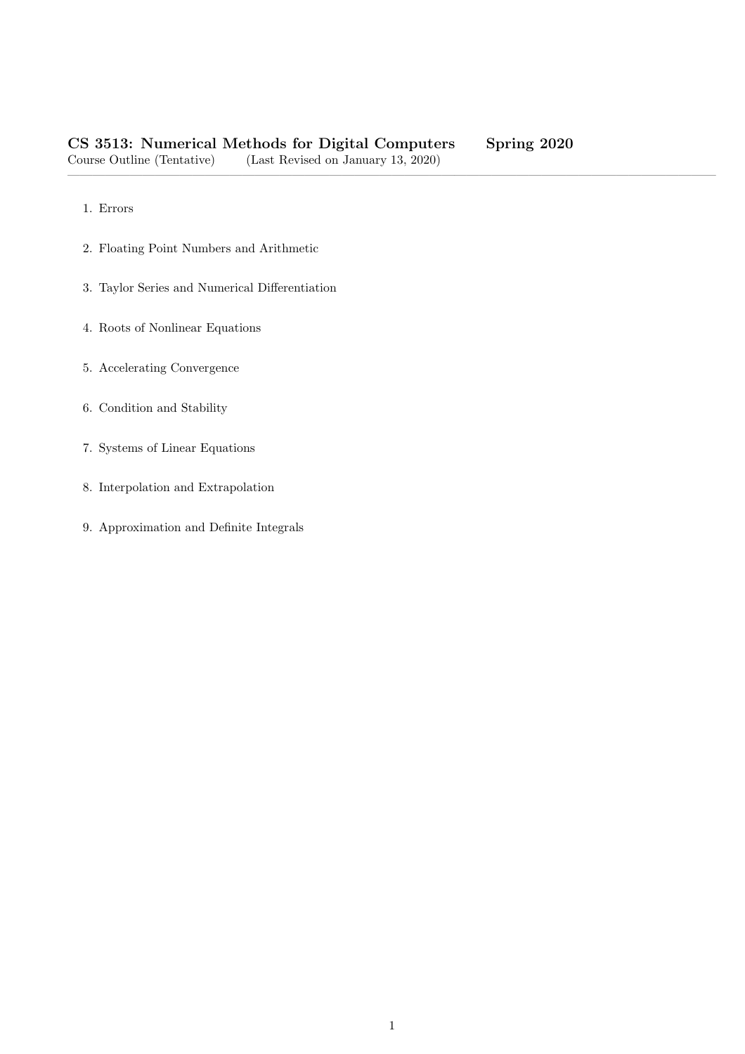**CS 3513: Numerical Methods for Digital Computers** **Spring 2020**

Course Outline (Tentative) (Last Revised on January 13, 2020)

1. Errors
2. Floating Point Numbers and Arithmetic
3. Taylor Series and Numerical Differentiation
4. Roots of Nonlinear Equations
5. Accelerating Convergence
6. Condition and Stability
7. Systems of Linear Equations
8. Interpolation and Extrapolation
9. Approximation and Definite Integrals